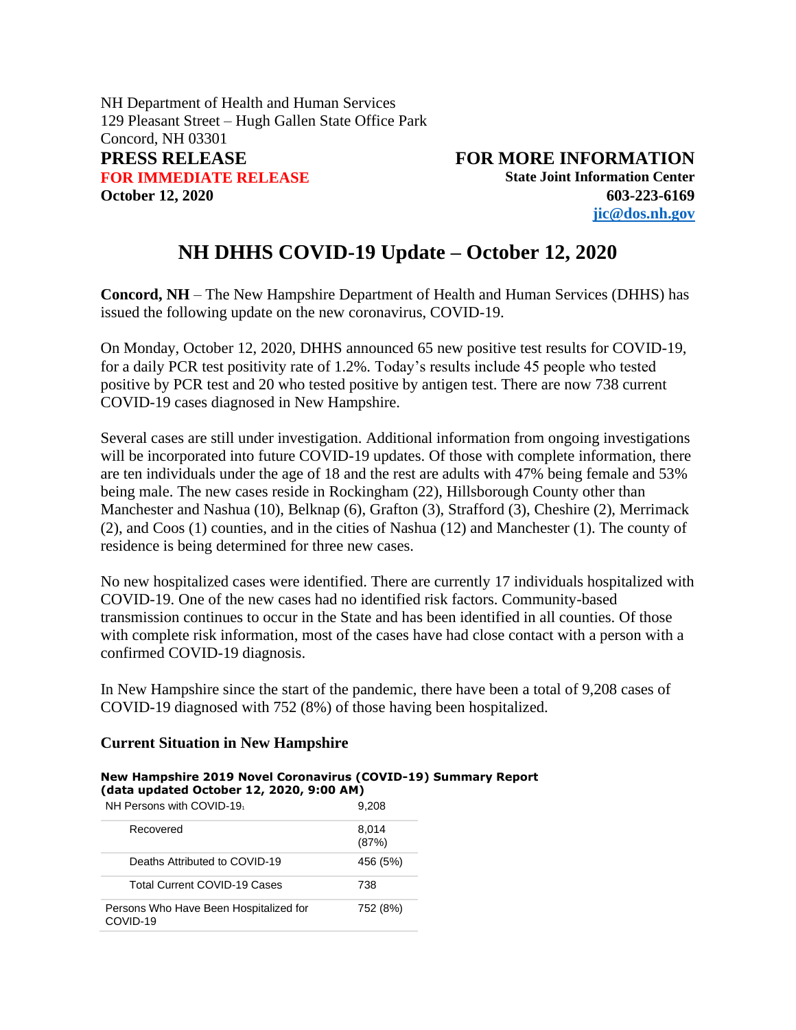NH Department of Health and Human Services
129 Pleasant Street – Hugh Gallen State Office Park
Concord, NH 03301

**PRESS RELEASE**
**FOR IMMEDIATE RELEASE**
**October 12, 2020**

**FOR MORE INFORMATION**
**State Joint Information Center**
**603-223-6169**
**jic@dos.nh.gov**

# NH DHHS COVID-19 Update – October 12, 2020

**Concord, NH** – The New Hampshire Department of Health and Human Services (DHHS) has issued the following update on the new coronavirus, COVID-19.

On Monday, October 12, 2020, DHHS announced 65 new positive test results for COVID-19, for a daily PCR test positivity rate of 1.2%. Today's results include 45 people who tested positive by PCR test and 20 who tested positive by antigen test. There are now 738 current COVID-19 cases diagnosed in New Hampshire.

Several cases are still under investigation. Additional information from ongoing investigations will be incorporated into future COVID-19 updates. Of those with complete information, there are ten individuals under the age of 18 and the rest are adults with 47% being female and 53% being male. The new cases reside in Rockingham (22), Hillsborough County other than Manchester and Nashua (10), Belknap (6), Grafton (3), Strafford (3), Cheshire (2), Merrimack (2), and Coos (1) counties, and in the cities of Nashua (12) and Manchester (1). The county of residence is being determined for three new cases.

No new hospitalized cases were identified. There are currently 17 individuals hospitalized with COVID-19. One of the new cases had no identified risk factors. Community-based transmission continues to occur in the State and has been identified in all counties. Of those with complete risk information, most of the cases have had close contact with a person with a confirmed COVID-19 diagnosis.

In New Hampshire since the start of the pandemic, there have been a total of 9,208 cases of COVID-19 diagnosed with 752 (8%) of those having been hospitalized.

### Current Situation in New Hampshire

**New Hampshire 2019 Novel Coronavirus (COVID-19) Summary Report**
**(data updated October 12, 2020, 9:00 AM)**

| | |
|---|---|
| NH Persons with COVID-19[1] | 9,208 |
| Recovered | 8,014 (87%) |
| Deaths Attributed to COVID-19 | 456 (5%) |
| Total Current COVID-19 Cases | 738 |
| Persons Who Have Been Hospitalized for COVID-19 | 752 (8%) |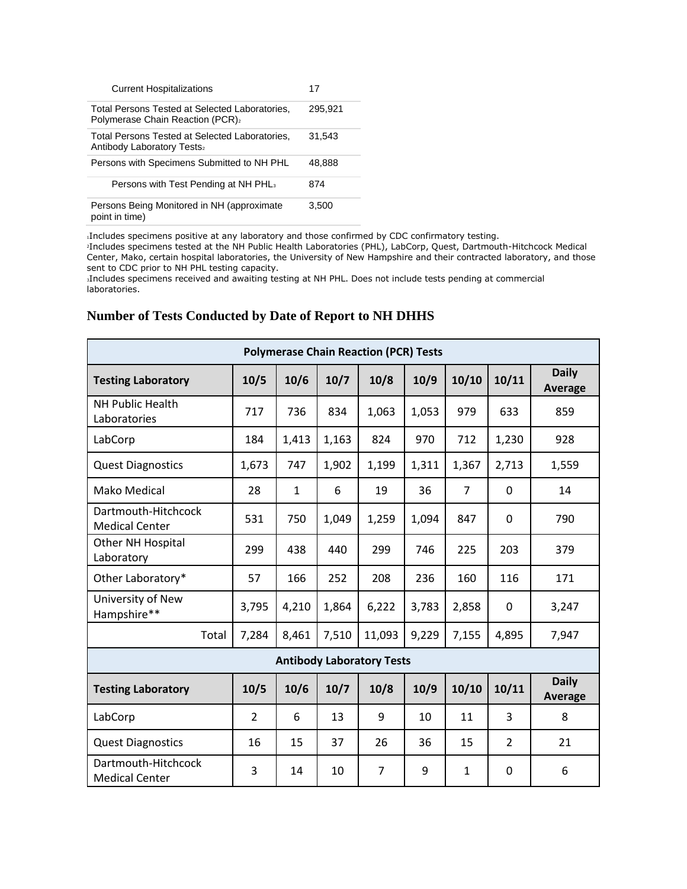| | |
|---|---|
| Current Hospitalizations | 17 |
| Total Persons Tested at Selected Laboratories, Polymerase Chain Reaction (PCR)[2] | 295,921 |
| Total Persons Tested at Selected Laboratories, Antibody Laboratory Tests[2] | 31,543 |
| Persons with Specimens Submitted to NH PHL | 48,888 |
| Persons with Test Pending at NH PHL[3] | 874 |
| Persons Being Monitored in NH (approximate point in time) | 3,500 |

[1]Includes specimens positive at any laboratory and those confirmed by CDC confirmatory testing.
[2]Includes specimens tested at the NH Public Health Laboratories (PHL), LabCorp, Quest, Dartmouth-Hitchcock Medical Center, Mako, certain hospital laboratories, the University of New Hampshire and their contracted laboratory, and those sent to CDC prior to NH PHL testing capacity.
[3]Includes specimens received and awaiting testing at NH PHL. Does not include tests pending at commercial laboratories.

## Number of Tests Conducted by Date of Report to NH DHHS

| Polymerase Chain Reaction (PCR) Tests | | | | | | | | |
|---|---|---|---|---|---|---|---|---|
| **Testing Laboratory** | **10/5** | **10/6** | **10/7** | **10/8** | **10/9** | **10/10** | **10/11** | **Daily Average** |
| NH Public Health Laboratories | 717 | 736 | 834 | 1,063 | 1,053 | 979 | 633 | 859 |
| LabCorp | 184 | 1,413 | 1,163 | 824 | 970 | 712 | 1,230 | 928 |
| Quest Diagnostics | 1,673 | 747 | 1,902 | 1,199 | 1,311 | 1,367 | 2,713 | 1,559 |
| Mako Medical | 28 | 1 | 6 | 19 | 36 | 7 | 0 | 14 |
| Dartmouth-Hitchcock Medical Center | 531 | 750 | 1,049 | 1,259 | 1,094 | 847 | 0 | 790 |
| Other NH Hospital Laboratory | 299 | 438 | 440 | 299 | 746 | 225 | 203 | 379 |
| Other Laboratory* | 57 | 166 | 252 | 208 | 236 | 160 | 116 | 171 |
| University of New Hampshire** | 3,795 | 4,210 | 1,864 | 6,222 | 3,783 | 2,858 | 0 | 3,247 |
| Total | 7,284 | 8,461 | 7,510 | 11,093 | 9,229 | 7,155 | 4,895 | 7,947 |

| Antibody Laboratory Tests | | | | | | | | |
|---|---|---|---|---|---|---|---|---|
| **Testing Laboratory** | **10/5** | **10/6** | **10/7** | **10/8** | **10/9** | **10/10** | **10/11** | **Daily Average** |
| LabCorp | 2 | 6 | 13 | 9 | 10 | 11 | 3 | 8 |
| Quest Diagnostics | 16 | 15 | 37 | 26 | 36 | 15 | 2 | 21 |
| Dartmouth-Hitchcock Medical Center | 3 | 14 | 10 | 7 | 9 | 1 | 0 | 6 |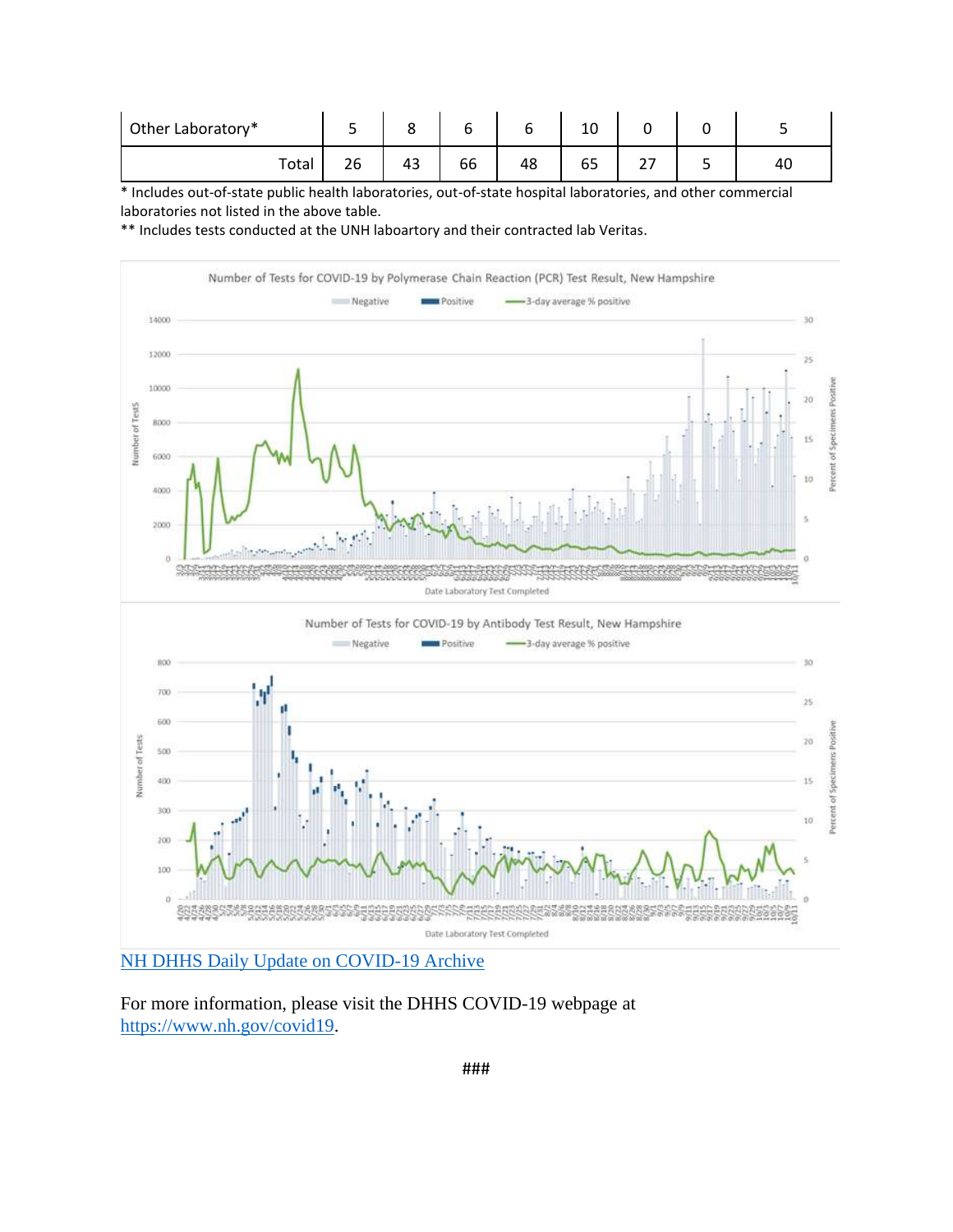| | | | | | | | | |
|---|---|---|---|---|---|---|---|---|
| Other Laboratory* | 5 | 8 | 6 | 6 | 10 | 0 | 0 | 5 |
| Total | 26 | 43 | 66 | 48 | 65 | 27 | 5 | 40 |

* Includes out-of-state public health laboratories, out-of-state hospital laboratories, and other commercial laboratories not listed in the above table.

** Includes tests conducted at the UNH laboartory and their contracted lab Veritas.

Number of Tests for COVID-19 by Polymerase Chain Reaction (PCR) Test Result, New Hampshire

Negative
Positive
3-day average % positive

Number of TestS

Percent of Specimens Positive

Date Laboratory Test Completed

Number of Tests for COVID-19 by Antibody Test Result, New Hampshire

Negative
Positive
3-day average % positive

Number of Tests

Percent of Specimens Positive

Date Laboratory Test Completed

[NH DHHS Daily Update on COVID-19 Archive](#)

For more information, please visit the DHHS COVID-19 webpage at [https://www.nh.gov/covid19](https://www.nh.gov/covid19).

###